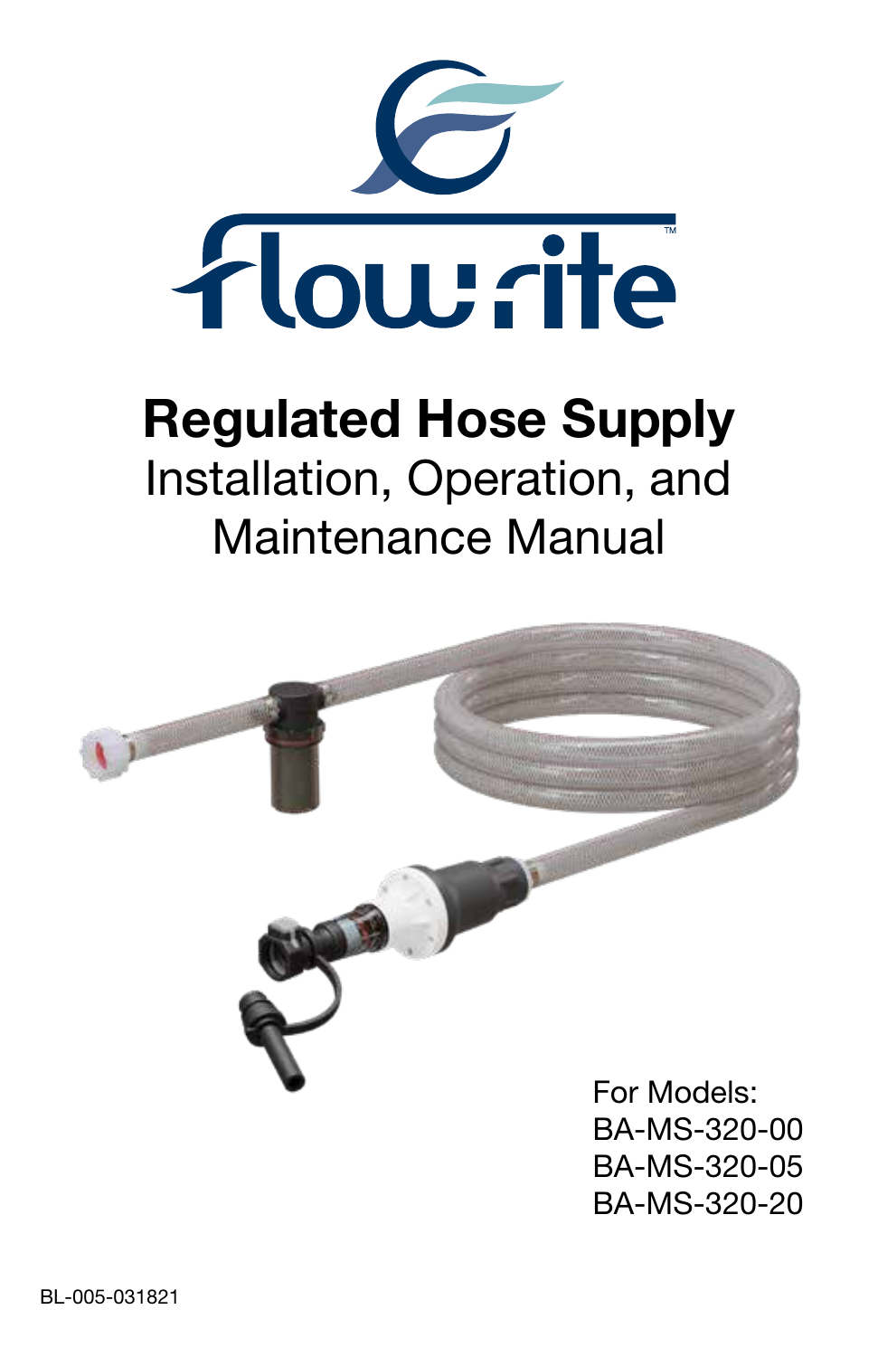flow rite™

# Regulated Hose Supply

## Installation, Operation, and Maintenance Manual

For Models:
BA-MS-320-00
BA-MS-320-05
BA-MS-320-20

BL-005-031821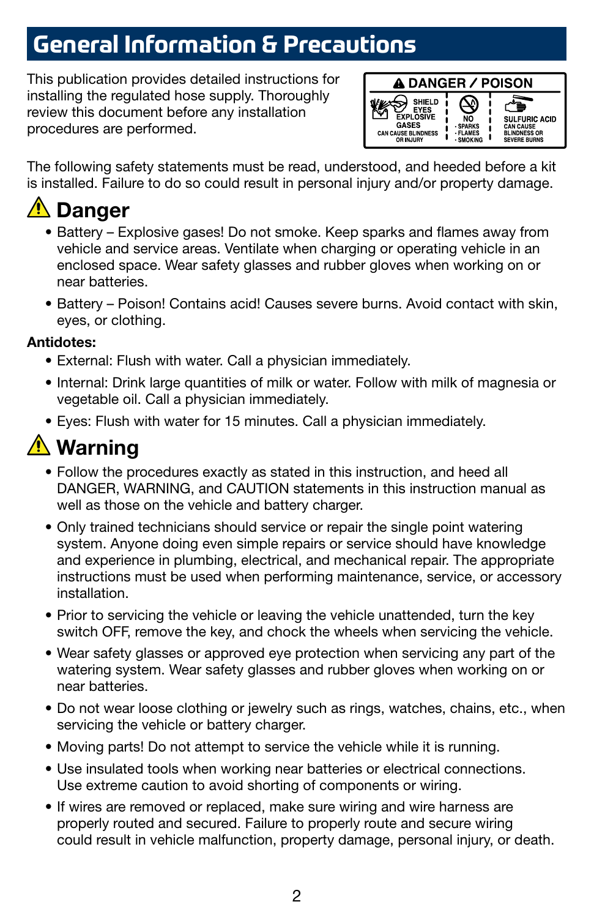# General Information & Precautions

This publication provides detailed instructions for installing the regulated hose supply. Thoroughly review this document before any installation procedures are performed.

**⚠ DANGER / POISON**

| SHIELD EYES EXPLOSIVE GASES CAN CAUSE BLINDNESS OR INJURY | NO · SPARKS · FLAMES · SMOKING | SULFURIC ACID CAN CAUSE BLINDNESS OR SEVERE BURNS |
|---|---|---|

The following safety statements must be read, understood, and heeded before a kit is installed. Failure to do so could result in personal injury and/or property damage.

## ⚠ Danger

- Battery – Explosive gases! Do not smoke. Keep sparks and flames away from vehicle and service areas. Ventilate when charging or operating vehicle in an enclosed space. Wear safety glasses and rubber gloves when working on or near batteries.
- Battery – Poison! Contains acid! Causes severe burns. Avoid contact with skin, eyes, or clothing.

**Antidotes:**

- External: Flush with water. Call a physician immediately.
- Internal: Drink large quantities of milk or water. Follow with milk of magnesia or vegetable oil. Call a physician immediately.
- Eyes: Flush with water for 15 minutes. Call a physician immediately.

## ⚠ Warning

- Follow the procedures exactly as stated in this instruction, and heed all DANGER, WARNING, and CAUTION statements in this instruction manual as well as those on the vehicle and battery charger.
- Only trained technicians should service or repair the single point watering system. Anyone doing even simple repairs or service should have knowledge and experience in plumbing, electrical, and mechanical repair. The appropriate instructions must be used when performing maintenance, service, or accessory installation.
- Prior to servicing the vehicle or leaving the vehicle unattended, turn the key switch OFF, remove the key, and chock the wheels when servicing the vehicle.
- Wear safety glasses or approved eye protection when servicing any part of the watering system. Wear safety glasses and rubber gloves when working on or near batteries.
- Do not wear loose clothing or jewelry such as rings, watches, chains, etc., when servicing the vehicle or battery charger.
- Moving parts! Do not attempt to service the vehicle while it is running.
- Use insulated tools when working near batteries or electrical connections. Use extreme caution to avoid shorting of components or wiring.
- If wires are removed or replaced, make sure wiring and wire harness are properly routed and secured. Failure to properly route and secure wiring could result in vehicle malfunction, property damage, personal injury, or death.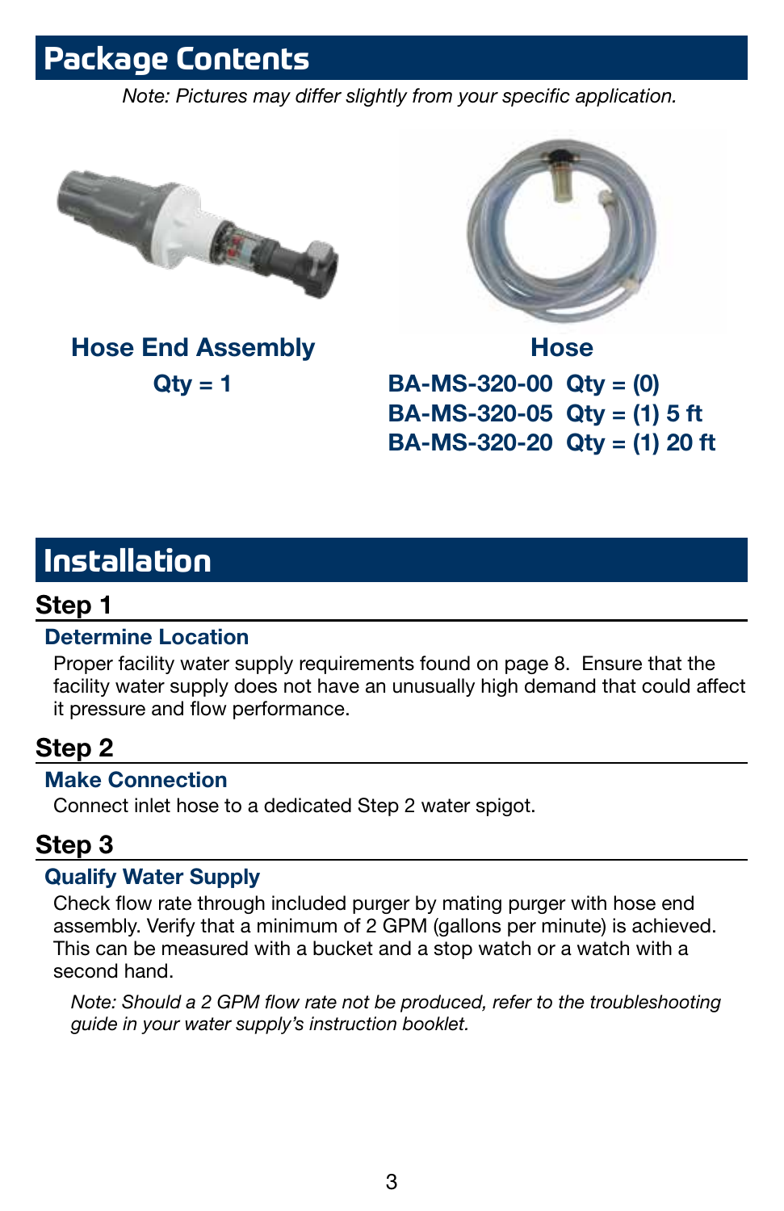# Package Contents

*Note: Pictures may differ slightly from your specific application.*

**Hose End Assembly**

**Qty = 1**

**Hose**

**BA-MS-320-00 Qty = (0)**
**BA-MS-320-05 Qty = (1) 5 ft**
**BA-MS-320-20 Qty = (1) 20 ft**

# Installation

## Step 1

### Determine Location

Proper facility water supply requirements found on page 8. Ensure that the facility water supply does not have an unusually high demand that could affect it pressure and flow performance.

## Step 2

### Make Connection

Connect inlet hose to a dedicated Step 2 water spigot.

## Step 3

### Qualify Water Supply

Check flow rate through included purger by mating purger with hose end assembly. Verify that a minimum of 2 GPM (gallons per minute) is achieved. This can be measured with a bucket and a stop watch or a watch with a second hand.

*Note: Should a 2 GPM flow rate not be produced, refer to the troubleshooting guide in your water supply's instruction booklet.*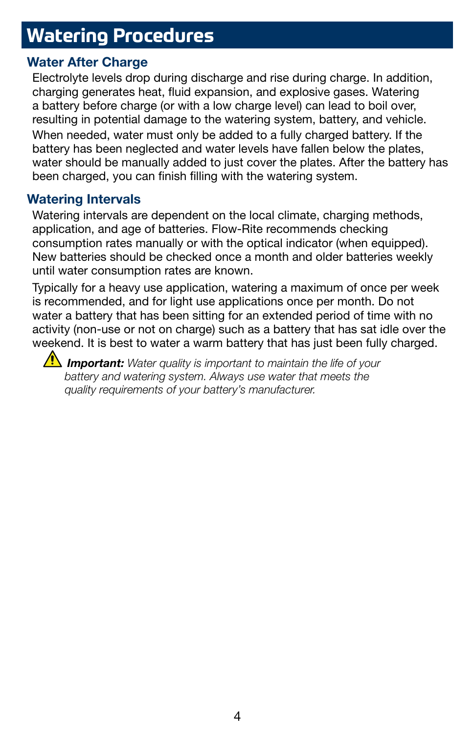# Watering Procedures

## Water After Charge

Electrolyte levels drop during discharge and rise during charge. In addition, charging generates heat, fluid expansion, and explosive gases. Watering a battery before charge (or with a low charge level) can lead to boil over, resulting in potential damage to the watering system, battery, and vehicle.

When needed, water must only be added to a fully charged battery. If the battery has been neglected and water levels have fallen below the plates, water should be manually added to just cover the plates. After the battery has been charged, you can finish filling with the watering system.

## Watering Intervals

Watering intervals are dependent on the local climate, charging methods, application, and age of batteries. Flow-Rite recommends checking consumption rates manually or with the optical indicator (when equipped). New batteries should be checked once a month and older batteries weekly until water consumption rates are known.

Typically for a heavy use application, watering a maximum of once per week is recommended, and for light use applications once per month. Do not water a battery that has been sitting for an extended period of time with no activity (non-use or not on charge) such as a battery that has sat idle over the weekend. It is best to water a warm battery that has just been fully charged.

⚠ ***Important:*** *Water quality is important to maintain the life of your battery and watering system. Always use water that meets the quality requirements of your battery's manufacturer.*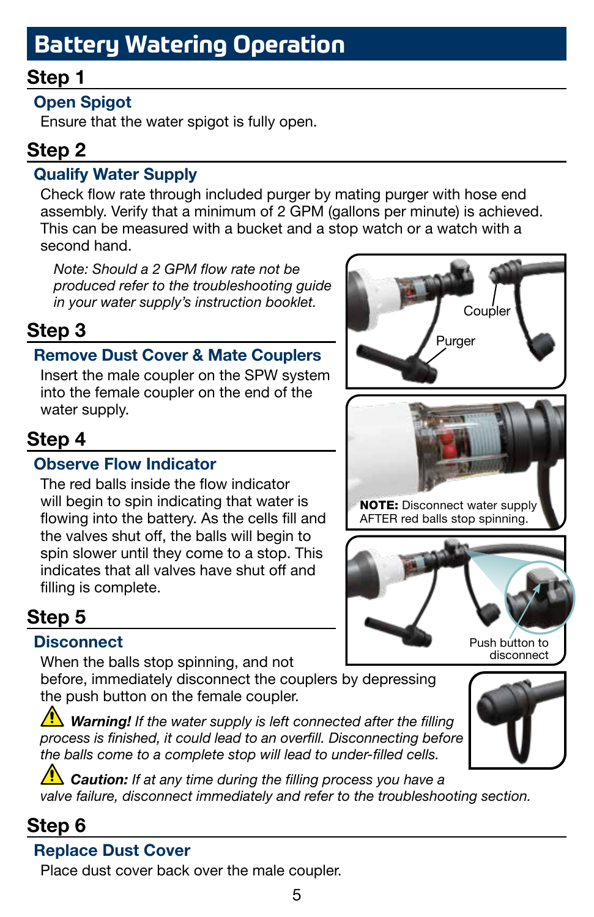# Battery Watering Operation

## Step 1

### Open Spigot

Ensure that the water spigot is fully open.

## Step 2

### Qualify Water Supply

Check flow rate through included purger by mating purger with hose end assembly. Verify that a minimum of 2 GPM (gallons per minute) is achieved. This can be measured with a bucket and a stop watch or a watch with a second hand.

*Note: Should a 2 GPM flow rate not be produced refer to the troubleshooting guide in your water supply's instruction booklet.*

Coupler

Purger

## Step 3

### Remove Dust Cover & Mate Couplers

Insert the male coupler on the SPW system into the female coupler on the end of the water supply.

**NOTE:** Disconnect water supply AFTER red balls stop spinning.

## Step 4

### Observe Flow Indicator

The red balls inside the flow indicator will begin to spin indicating that water is flowing into the battery. As the cells fill and the valves shut off, the balls will begin to spin slower until they come to a stop. This indicates that all valves have shut off and filling is complete.

Push button to disconnect

## Step 5

### Disconnect

When the balls stop spinning, and not before, immediately disconnect the couplers by depressing the push button on the female coupler.

⚠ ***Warning!*** *If the water supply is left connected after the filling process is finished, it could lead to an overfill. Disconnecting before the balls come to a complete stop will lead to under-filled cells.*

⚠ ***Caution:*** *If at any time during the filling process you have a valve failure, disconnect immediately and refer to the troubleshooting section.*

## Step 6

### Replace Dust Cover

Place dust cover back over the male coupler.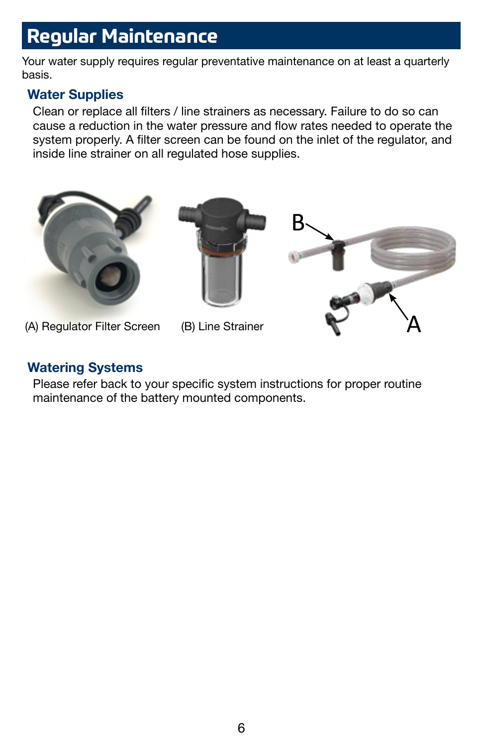# Regular Maintenance

Your water supply requires regular preventative maintenance on at least a quarterly basis.

## Water Supplies

Clean or replace all filters / line strainers as necessary. Failure to do so can cause a reduction in the water pressure and flow rates needed to operate the system properly. A filter screen can be found on the inlet of the regulator, and inside line strainer on all regulated hose supplies.

(A) Regulator Filter Screen

(B) Line Strainer

## Watering Systems

Please refer back to your specific system instructions for proper routine maintenance of the battery mounted components.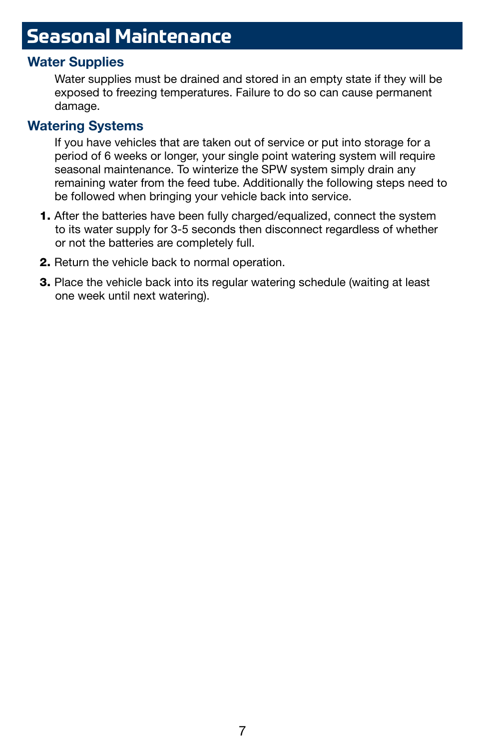# Seasonal Maintenance

## Water Supplies

Water supplies must be drained and stored in an empty state if they will be exposed to freezing temperatures. Failure to do so can cause permanent damage.

## Watering Systems

If you have vehicles that are taken out of service or put into storage for a period of 6 weeks or longer, your single point watering system will require seasonal maintenance. To winterize the SPW system simply drain any remaining water from the feed tube. Additionally the following steps need to be followed when bringing your vehicle back into service.

1. After the batteries have been fully charged/equalized, connect the system to its water supply for 3-5 seconds then disconnect regardless of whether or not the batteries are completely full.
2. Return the vehicle back to normal operation.
3. Place the vehicle back into its regular watering schedule (waiting at least one week until next watering).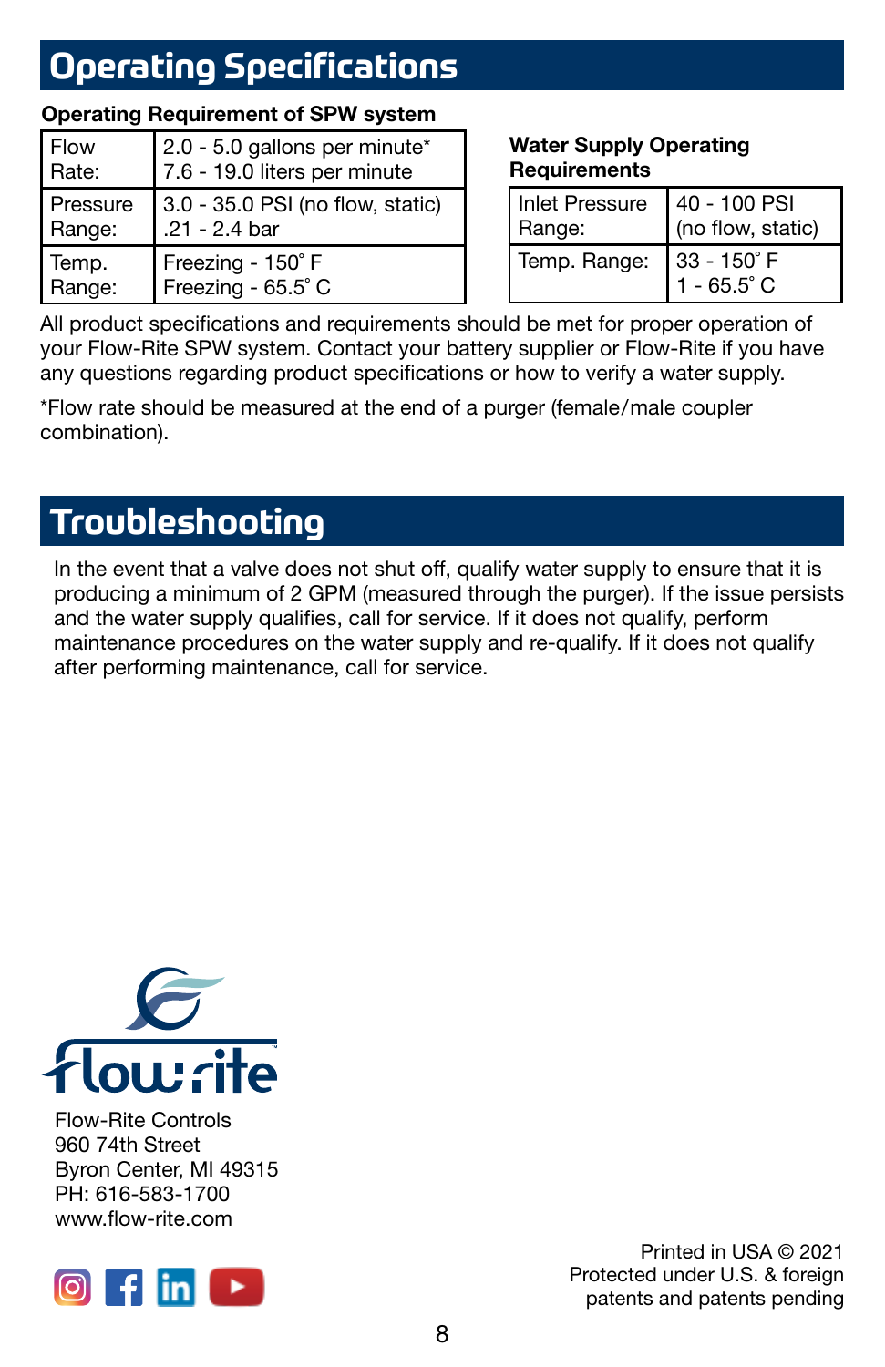# Operating Specifications

**Operating Requirement of SPW system**

| | |
|---|---|
| Flow Rate: | 2.0 - 5.0 gallons per minute* 7.6 - 19.0 liters per minute |
| Pressure Range: | 3.0 - 35.0 PSI (no flow, static) .21 - 2.4 bar |
| Temp. Range: | Freezing - 150˚ F Freezing - 65.5˚ C |

**Water Supply Operating Requirements**

| | |
|---|---|
| Inlet Pressure Range: | 40 - 100 PSI (no flow, static) |
| Temp. Range: | 33 - 150˚ F 1 - 65.5˚ C |

All product specifications and requirements should be met for proper operation of your Flow-Rite SPW system. Contact your battery supplier or Flow-Rite if you have any questions regarding product specifications or how to verify a water supply.

*Flow rate should be measured at the end of a purger (female/male coupler combination).

# Troubleshooting

In the event that a valve does not shut off, qualify water supply to ensure that it is producing a minimum of 2 GPM (measured through the purger). If the issue persists and the water supply qualifies, call for service. If it does not qualify, perform maintenance procedures on the water supply and re-qualify. If it does not qualify after performing maintenance, call for service.

Flow-Rite Controls
960 74th Street
Byron Center, MI 49315
PH: 616-583-1700
www.flow-rite.com

Printed in USA © 2021
Protected under U.S. & foreign patents and patents pending